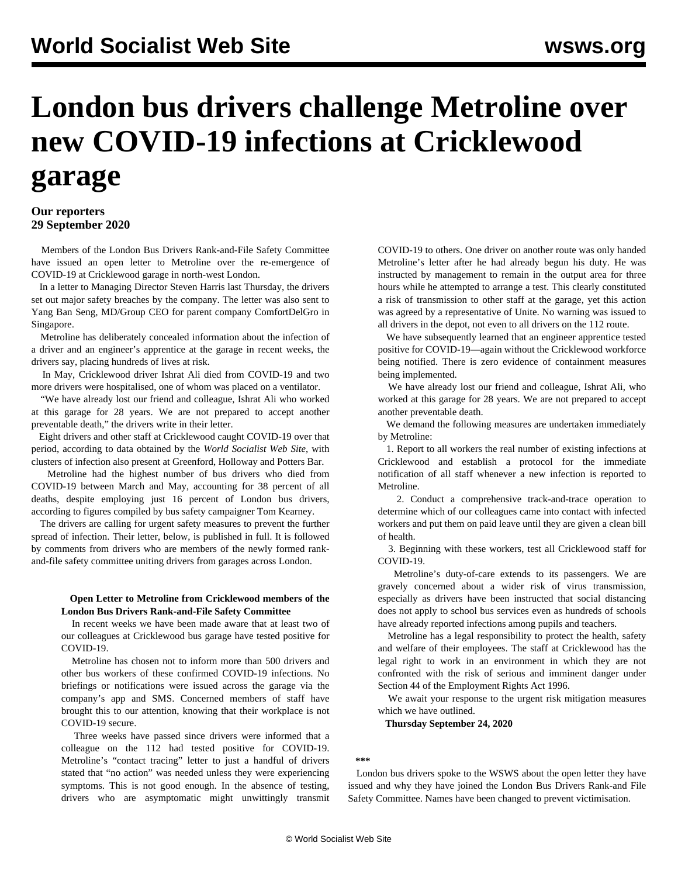# London bus drivers challenge Metroline over new COVID-19 infections at Cricklewood garage

**Our reporters**
**29 September 2020**

Members of the London Bus Drivers Rank-and-File Safety Committee have issued an open letter to Metroline over the re-emergence of COVID-19 at Cricklewood garage in north-west London.

In a letter to Managing Director Steven Harris last Thursday, the drivers set out major safety breaches by the company. The letter was also sent to Yang Ban Seng, MD/Group CEO for parent company ComfortDelGro in Singapore.

Metroline has deliberately concealed information about the infection of a driver and an engineer's apprentice at the garage in recent weeks, the drivers say, placing hundreds of lives at risk.

In May, Cricklewood driver Ishrat Ali died from COVID-19 and two more drivers were hospitalised, one of whom was placed on a ventilator.

"We have already lost our friend and colleague, Ishrat Ali who worked at this garage for 28 years. We are not prepared to accept another preventable death," the drivers write in their letter.

Eight drivers and other staff at Cricklewood caught COVID-19 over that period, according to data obtained by the *World Socialist Web Site*, with clusters of infection also present at Greenford, Holloway and Potters Bar.

Metroline had the highest number of bus drivers who died from COVID-19 between March and May, accounting for 38 percent of all deaths, despite employing just 16 percent of London bus drivers, according to figures compiled by bus safety campaigner Tom Kearney.

The drivers are calling for urgent safety measures to prevent the further spread of infection. Their letter, below, is published in full. It is followed by comments from drivers who are members of the newly formed rank-and-file safety committee uniting drivers from garages across London.

**Open Letter to Metroline from Cricklewood members of the London Bus Drivers Rank-and-File Safety Committee**

In recent weeks we have been made aware that at least two of our colleagues at Cricklewood bus garage have tested positive for COVID-19.

Metroline has chosen not to inform more than 500 drivers and other bus workers of these confirmed COVID-19 infections. No briefings or notifications were issued across the garage via the company's app and SMS. Concerned members of staff have brought this to our attention, knowing that their workplace is not COVID-19 secure.

Three weeks have passed since drivers were informed that a colleague on the 112 had tested positive for COVID-19. Metroline's "contact tracing" letter to just a handful of drivers stated that "no action" was needed unless they were experiencing symptoms. This is not good enough. In the absence of testing, drivers who are asymptomatic might unwittingly transmit COVID-19 to others. One driver on another route was only handed Metroline's letter after he had already begun his duty. He was instructed by management to remain in the output area for three hours while he attempted to arrange a test. This clearly constituted a risk of transmission to other staff at the garage, yet this action was agreed by a representative of Unite. No warning was issued to all drivers in the depot, not even to all drivers on the 112 route.

We have subsequently learned that an engineer apprentice tested positive for COVID-19—again without the Cricklewood workforce being notified. There is zero evidence of containment measures being implemented.

We have already lost our friend and colleague, Ishrat Ali, who worked at this garage for 28 years. We are not prepared to accept another preventable death.

We demand the following measures are undertaken immediately by Metroline:

1. Report to all workers the real number of existing infections at Cricklewood and establish a protocol for the immediate notification of all staff whenever a new infection is reported to Metroline.

2. Conduct a comprehensive track-and-trace operation to determine which of our colleagues came into contact with infected workers and put them on paid leave until they are given a clean bill of health.

3. Beginning with these workers, test all Cricklewood staff for COVID-19.

Metroline's duty-of-care extends to its passengers. We are gravely concerned about a wider risk of virus transmission, especially as drivers have been instructed that social distancing does not apply to school bus services even as hundreds of schools have already reported infections among pupils and teachers.

Metroline has a legal responsibility to protect the health, safety and welfare of their employees. The staff at Cricklewood has the legal right to work in an environment in which they are not confronted with the risk of serious and imminent danger under Section 44 of the Employment Rights Act 1996.

We await your response to the urgent risk mitigation measures which we have outlined.

**Thursday September 24, 2020**

**\*\*\***

London bus drivers spoke to the WSWS about the open letter they have issued and why they have joined the London Bus Drivers Rank-and File Safety Committee. Names have been changed to prevent victimisation.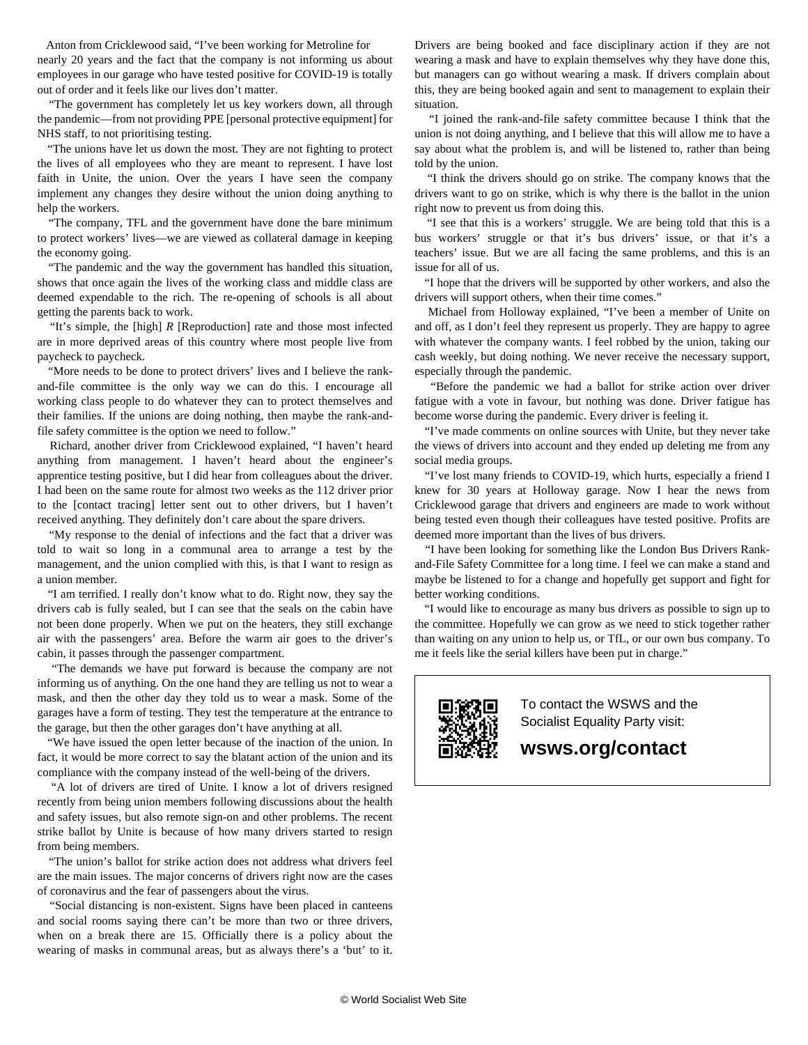Anton from Cricklewood said, "I've been working for Metroline for nearly 20 years and the fact that the company is not informing us about employees in our garage who have tested positive for COVID-19 is totally out of order and it feels like our lives don't matter.

"The government has completely let us key workers down, all through the pandemic—from not providing PPE [personal protective equipment] for NHS staff, to not prioritising testing.

"The unions have let us down the most. They are not fighting to protect the lives of all employees who they are meant to represent. I have lost faith in Unite, the union. Over the years I have seen the company implement any changes they desire without the union doing anything to help the workers.

"The company, TFL and the government have done the bare minimum to protect workers' lives—we are viewed as collateral damage in keeping the economy going.

"The pandemic and the way the government has handled this situation, shows that once again the lives of the working class and middle class are deemed expendable to the rich. The re-opening of schools is all about getting the parents back to work.

"It's simple, the [high] *R* [Reproduction] rate and those most infected are in more deprived areas of this country where most people live from paycheck to paycheck.

"More needs to be done to protect drivers' lives and I believe the rank-and-file committee is the only way we can do this. I encourage all working class people to do whatever they can to protect themselves and their families. If the unions are doing nothing, then maybe the rank-and-file safety committee is the option we need to follow."

Richard, another driver from Cricklewood explained, "I haven't heard anything from management. I haven't heard about the engineer's apprentice testing positive, but I did hear from colleagues about the driver. I had been on the same route for almost two weeks as the 112 driver prior to the [contact tracing] letter sent out to other drivers, but I haven't received anything. They definitely don't care about the spare drivers.

"My response to the denial of infections and the fact that a driver was told to wait so long in a communal area to arrange a test by the management, and the union complied with this, is that I want to resign as a union member.

"I am terrified. I really don't know what to do. Right now, they say the drivers cab is fully sealed, but I can see that the seals on the cabin have not been done properly. When we put on the heaters, they still exchange air with the passengers' area. Before the warm air goes to the driver's cabin, it passes through the passenger compartment.

"The demands we have put forward is because the company are not informing us of anything. On the one hand they are telling us not to wear a mask, and then the other day they told us to wear a mask. Some of the garages have a form of testing. They test the temperature at the entrance to the garage, but then the other garages don't have anything at all.

"We have issued the open letter because of the inaction of the union. In fact, it would be more correct to say the blatant action of the union and its compliance with the company instead of the well-being of the drivers.

"A lot of drivers are tired of Unite. I know a lot of drivers resigned recently from being union members following discussions about the health and safety issues, but also remote sign-on and other problems. The recent strike ballot by Unite is because of how many drivers started to resign from being members.

"The union's ballot for strike action does not address what drivers feel are the main issues. The major concerns of drivers right now are the cases of coronavirus and the fear of passengers about the virus.

"Social distancing is non-existent. Signs have been placed in canteens and social rooms saying there can't be more than two or three drivers, when on a break there are 15. Officially there is a policy about the wearing of masks in communal areas, but as always there's a 'but' to it. Drivers are being booked and face disciplinary action if they are not wearing a mask and have to explain themselves why they have done this, but managers can go without wearing a mask. If drivers complain about this, they are being booked again and sent to management to explain their situation.

"I joined the rank-and-file safety committee because I think that the union is not doing anything, and I believe that this will allow me to have a say about what the problem is, and will be listened to, rather than being told by the union.

"I think the drivers should go on strike. The company knows that the drivers want to go on strike, which is why there is the ballot in the union right now to prevent us from doing this.

"I see that this is a workers' struggle. We are being told that this is a bus workers' struggle or that it's bus drivers' issue, or that it's a teachers' issue. But we are all facing the same problems, and this is an issue for all of us.

"I hope that the drivers will be supported by other workers, and also the drivers will support others, when their time comes."

Michael from Holloway explained, "I've been a member of Unite on and off, as I don't feel they represent us properly. They are happy to agree with whatever the company wants. I feel robbed by the union, taking our cash weekly, but doing nothing. We never receive the necessary support, especially through the pandemic.

"Before the pandemic we had a ballot for strike action over driver fatigue with a vote in favour, but nothing was done. Driver fatigue has become worse during the pandemic. Every driver is feeling it.

"I've made comments on online sources with Unite, but they never take the views of drivers into account and they ended up deleting me from any social media groups.

"I've lost many friends to COVID-19, which hurts, especially a friend I knew for 30 years at Holloway garage. Now I hear the news from Cricklewood garage that drivers and engineers are made to work without being tested even though their colleagues have tested positive. Profits are deemed more important than the lives of bus drivers.

"I have been looking for something like the London Bus Drivers Rank-and-File Safety Committee for a long time. I feel we can make a stand and maybe be listened to for a change and hopefully get support and fight for better working conditions.

"I would like to encourage as many bus drivers as possible to sign up to the committee. Hopefully we can grow as we need to stick together rather than waiting on any union to help us, or TfL, or our own bus company. To me it feels like the serial killers have been put in charge."

To contact the WSWS and the Socialist Equality Party visit:

**wsws.org/contact**